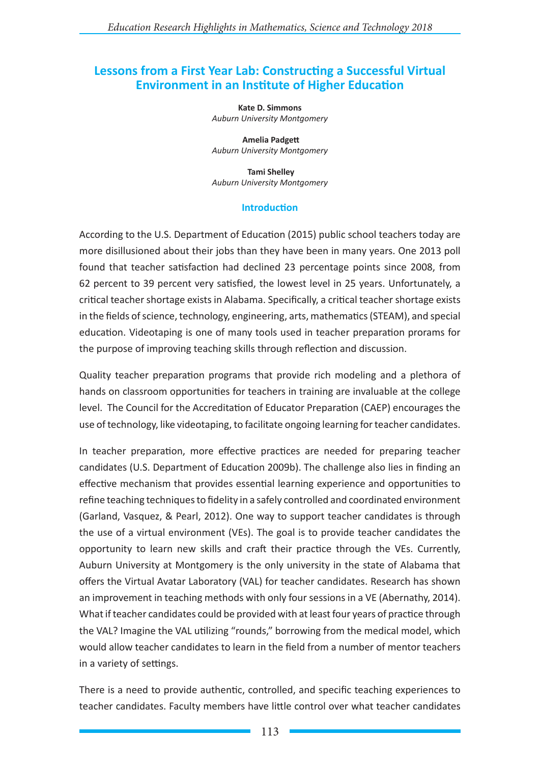# Lessons from a First Year Lab: Constructing a Successful Virtual Environment in an Institute of Higher Education

**Kate D. Simmons**
*Auburn University Montgomery*

**Amelia Padgett**
*Auburn University Montgomery*

**Tami Shelley**
*Auburn University Montgomery*

## Introduction

According to the U.S. Department of Education (2015) public school teachers today are more disillusioned about their jobs than they have been in many years. One 2013 poll found that teacher satisfaction had declined 23 percentage points since 2008, from 62 percent to 39 percent very satisfied, the lowest level in 25 years. Unfortunately, a critical teacher shortage exists in Alabama. Specifically, a critical teacher shortage exists in the fields of science, technology, engineering, arts, mathematics (STEAM), and special education. Videotaping is one of many tools used in teacher preparation prorams for the purpose of improving teaching skills through reflection and discussion.

Quality teacher preparation programs that provide rich modeling and a plethora of hands on classroom opportunities for teachers in training are invaluable at the college level. The Council for the Accreditation of Educator Preparation (CAEP) encourages the use of technology, like videotaping, to facilitate ongoing learning for teacher candidates.

In teacher preparation, more effective practices are needed for preparing teacher candidates (U.S. Department of Education 2009b). The challenge also lies in finding an effective mechanism that provides essential learning experience and opportunities to refine teaching techniques to fidelity in a safely controlled and coordinated environment (Garland, Vasquez, & Pearl, 2012). One way to support teacher candidates is through the use of a virtual environment (VEs). The goal is to provide teacher candidates the opportunity to learn new skills and craft their practice through the VEs. Currently, Auburn University at Montgomery is the only university in the state of Alabama that offers the Virtual Avatar Laboratory (VAL) for teacher candidates. Research has shown an improvement in teaching methods with only four sessions in a VE (Abernathy, 2014). What if teacher candidates could be provided with at least four years of practice through the VAL? Imagine the VAL utilizing "rounds," borrowing from the medical model, which would allow teacher candidates to learn in the field from a number of mentor teachers in a variety of settings.

There is a need to provide authentic, controlled, and specific teaching experiences to teacher candidates. Faculty members have little control over what teacher candidates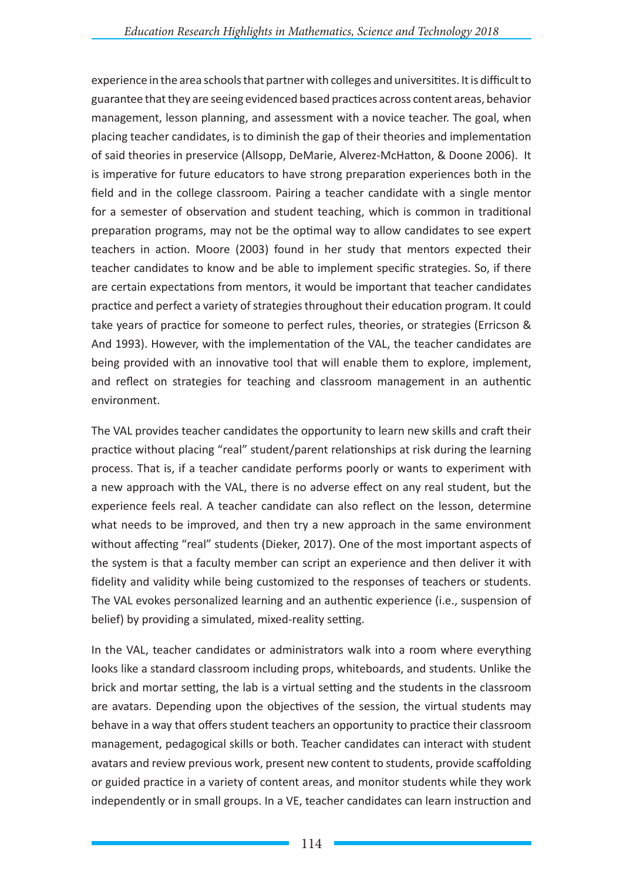experience in the area schools that partner with colleges and universitites. It is difficult to guarantee that they are seeing evidenced based practices across content areas, behavior management, lesson planning, and assessment with a novice teacher. The goal, when placing teacher candidates, is to diminish the gap of their theories and implementation of said theories in preservice (Allsopp, DeMarie, Alverez-McHatton, & Doone 2006). It is imperative for future educators to have strong preparation experiences both in the field and in the college classroom. Pairing a teacher candidate with a single mentor for a semester of observation and student teaching, which is common in traditional preparation programs, may not be the optimal way to allow candidates to see expert teachers in action. Moore (2003) found in her study that mentors expected their teacher candidates to know and be able to implement specific strategies. So, if there are certain expectations from mentors, it would be important that teacher candidates practice and perfect a variety of strategies throughout their education program. It could take years of practice for someone to perfect rules, theories, or strategies (Erricson & And 1993). However, with the implementation of the VAL, the teacher candidates are being provided with an innovative tool that will enable them to explore, implement, and reflect on strategies for teaching and classroom management in an authentic environment.

The VAL provides teacher candidates the opportunity to learn new skills and craft their practice without placing "real" student/parent relationships at risk during the learning process. That is, if a teacher candidate performs poorly or wants to experiment with a new approach with the VAL, there is no adverse effect on any real student, but the experience feels real. A teacher candidate can also reflect on the lesson, determine what needs to be improved, and then try a new approach in the same environment without affecting "real" students (Dieker, 2017). One of the most important aspects of the system is that a faculty member can script an experience and then deliver it with fidelity and validity while being customized to the responses of teachers or students. The VAL evokes personalized learning and an authentic experience (i.e., suspension of belief) by providing a simulated, mixed-reality setting.

In the VAL, teacher candidates or administrators walk into a room where everything looks like a standard classroom including props, whiteboards, and students. Unlike the brick and mortar setting, the lab is a virtual setting and the students in the classroom are avatars. Depending upon the objectives of the session, the virtual students may behave in a way that offers student teachers an opportunity to practice their classroom management, pedagogical skills or both. Teacher candidates can interact with student avatars and review previous work, present new content to students, provide scaffolding or guided practice in a variety of content areas, and monitor students while they work independently or in small groups. In a VE, teacher candidates can learn instruction and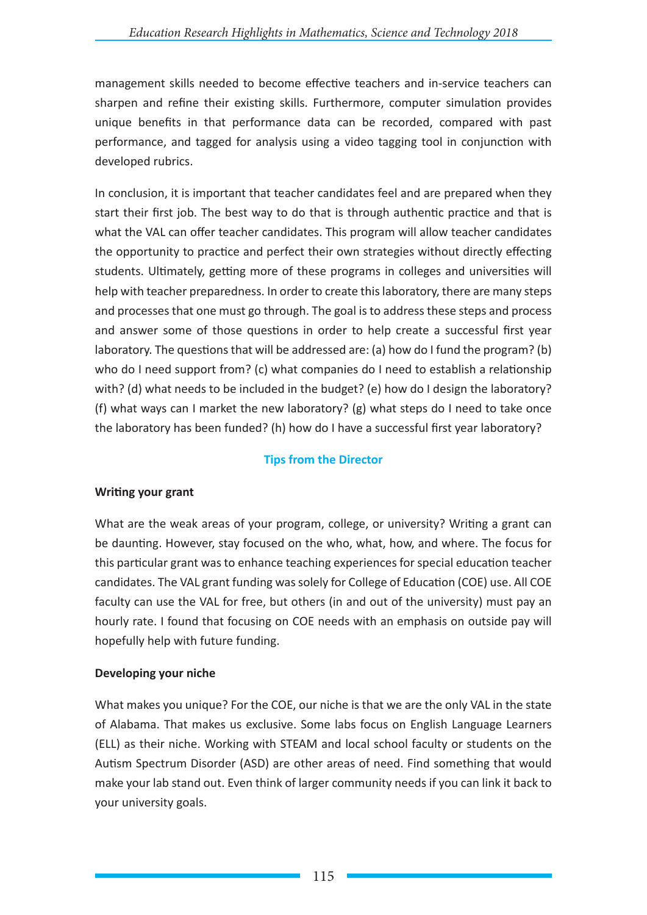management skills needed to become effective teachers and in-service teachers can sharpen and refine their existing skills. Furthermore, computer simulation provides unique benefits in that performance data can be recorded, compared with past performance, and tagged for analysis using a video tagging tool in conjunction with developed rubrics.

In conclusion, it is important that teacher candidates feel and are prepared when they start their first job. The best way to do that is through authentic practice and that is what the VAL can offer teacher candidates. This program will allow teacher candidates the opportunity to practice and perfect their own strategies without directly effecting students. Ultimately, getting more of these programs in colleges and universities will help with teacher preparedness. In order to create this laboratory, there are many steps and processes that one must go through. The goal is to address these steps and process and answer some of those questions in order to help create a successful first year laboratory. The questions that will be addressed are: (a) how do I fund the program? (b) who do I need support from? (c) what companies do I need to establish a relationship with? (d) what needs to be included in the budget? (e) how do I design the laboratory? (f) what ways can I market the new laboratory? (g) what steps do I need to take once the laboratory has been funded? (h) how do I have a successful first year laboratory?

## Tips from the Director

**Writing your grant**

What are the weak areas of your program, college, or university? Writing a grant can be daunting. However, stay focused on the who, what, how, and where. The focus for this particular grant was to enhance teaching experiences for special education teacher candidates. The VAL grant funding was solely for College of Education (COE) use. All COE faculty can use the VAL for free, but others (in and out of the university) must pay an hourly rate. I found that focusing on COE needs with an emphasis on outside pay will hopefully help with future funding.

**Developing your niche**

What makes you unique? For the COE, our niche is that we are the only VAL in the state of Alabama. That makes us exclusive. Some labs focus on English Language Learners (ELL) as their niche. Working with STEAM and local school faculty or students on the Autism Spectrum Disorder (ASD) are other areas of need. Find something that would make your lab stand out. Even think of larger community needs if you can link it back to your university goals.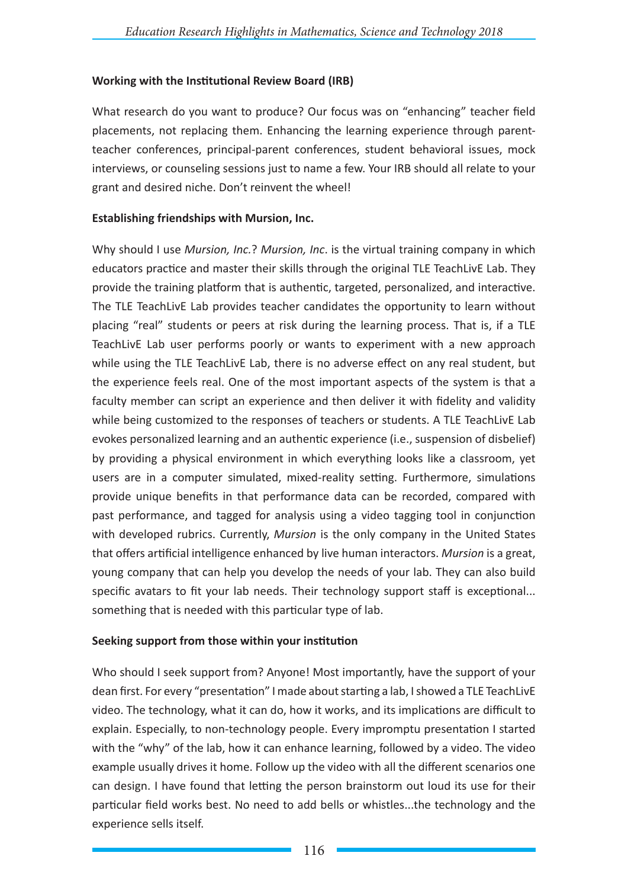**Working with the Institutional Review Board (IRB)**

What research do you want to produce? Our focus was on "enhancing" teacher field placements, not replacing them. Enhancing the learning experience through parent-teacher conferences, principal-parent conferences, student behavioral issues, mock interviews, or counseling sessions just to name a few. Your IRB should all relate to your grant and desired niche. Don't reinvent the wheel!

**Establishing friendships with Mursion, Inc.**

Why should I use *Mursion, Inc.*? *Mursion, Inc*. is the virtual training company in which educators practice and master their skills through the original TLE TeachLivE Lab. They provide the training platform that is authentic, targeted, personalized, and interactive. The TLE TeachLivE Lab provides teacher candidates the opportunity to learn without placing "real" students or peers at risk during the learning process. That is, if a TLE TeachLivE Lab user performs poorly or wants to experiment with a new approach while using the TLE TeachLivE Lab, there is no adverse effect on any real student, but the experience feels real. One of the most important aspects of the system is that a faculty member can script an experience and then deliver it with fidelity and validity while being customized to the responses of teachers or students. A TLE TeachLivE Lab evokes personalized learning and an authentic experience (i.e., suspension of disbelief) by providing a physical environment in which everything looks like a classroom, yet users are in a computer simulated, mixed-reality setting. Furthermore, simulations provide unique benefits in that performance data can be recorded, compared with past performance, and tagged for analysis using a video tagging tool in conjunction with developed rubrics. Currently, *Mursion* is the only company in the United States that offers artificial intelligence enhanced by live human interactors. *Mursion* is a great, young company that can help you develop the needs of your lab. They can also build specific avatars to fit your lab needs. Their technology support staff is exceptional... something that is needed with this particular type of lab.

**Seeking support from those within your institution**

Who should I seek support from? Anyone! Most importantly, have the support of your dean first. For every "presentation" I made about starting a lab, I showed a TLE TeachLivE video. The technology, what it can do, how it works, and its implications are difficult to explain. Especially, to non-technology people. Every impromptu presentation I started with the "why" of the lab, how it can enhance learning, followed by a video. The video example usually drives it home. Follow up the video with all the different scenarios one can design. I have found that letting the person brainstorm out loud its use for their particular field works best. No need to add bells or whistles...the technology and the experience sells itself.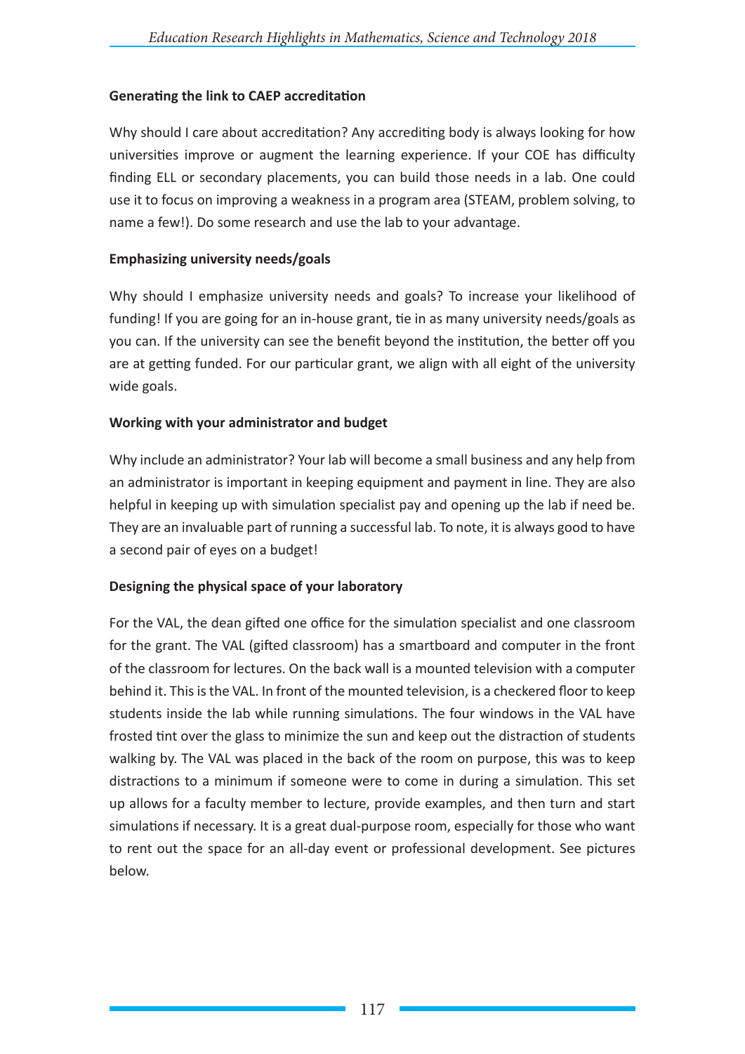**Generating the link to CAEP accreditation**

Why should I care about accreditation? Any accrediting body is always looking for how universities improve or augment the learning experience. If your COE has difficulty finding ELL or secondary placements, you can build those needs in a lab. One could use it to focus on improving a weakness in a program area (STEAM, problem solving, to name a few!). Do some research and use the lab to your advantage.

**Emphasizing university needs/goals**

Why should I emphasize university needs and goals? To increase your likelihood of funding! If you are going for an in-house grant, tie in as many university needs/goals as you can. If the university can see the benefit beyond the institution, the better off you are at getting funded. For our particular grant, we align with all eight of the university wide goals.

**Working with your administrator and budget**

Why include an administrator? Your lab will become a small business and any help from an administrator is important in keeping equipment and payment in line. They are also helpful in keeping up with simulation specialist pay and opening up the lab if need be. They are an invaluable part of running a successful lab. To note, it is always good to have a second pair of eyes on a budget!

**Designing the physical space of your laboratory**

For the VAL, the dean gifted one office for the simulation specialist and one classroom for the grant. The VAL (gifted classroom) has a smartboard and computer in the front of the classroom for lectures. On the back wall is a mounted television with a computer behind it. This is the VAL. In front of the mounted television, is a checkered floor to keep students inside the lab while running simulations. The four windows in the VAL have frosted tint over the glass to minimize the sun and keep out the distraction of students walking by. The VAL was placed in the back of the room on purpose, this was to keep distractions to a minimum if someone were to come in during a simulation. This set up allows for a faculty member to lecture, provide examples, and then turn and start simulations if necessary. It is a great dual-purpose room, especially for those who want to rent out the space for an all-day event or professional development. See pictures below.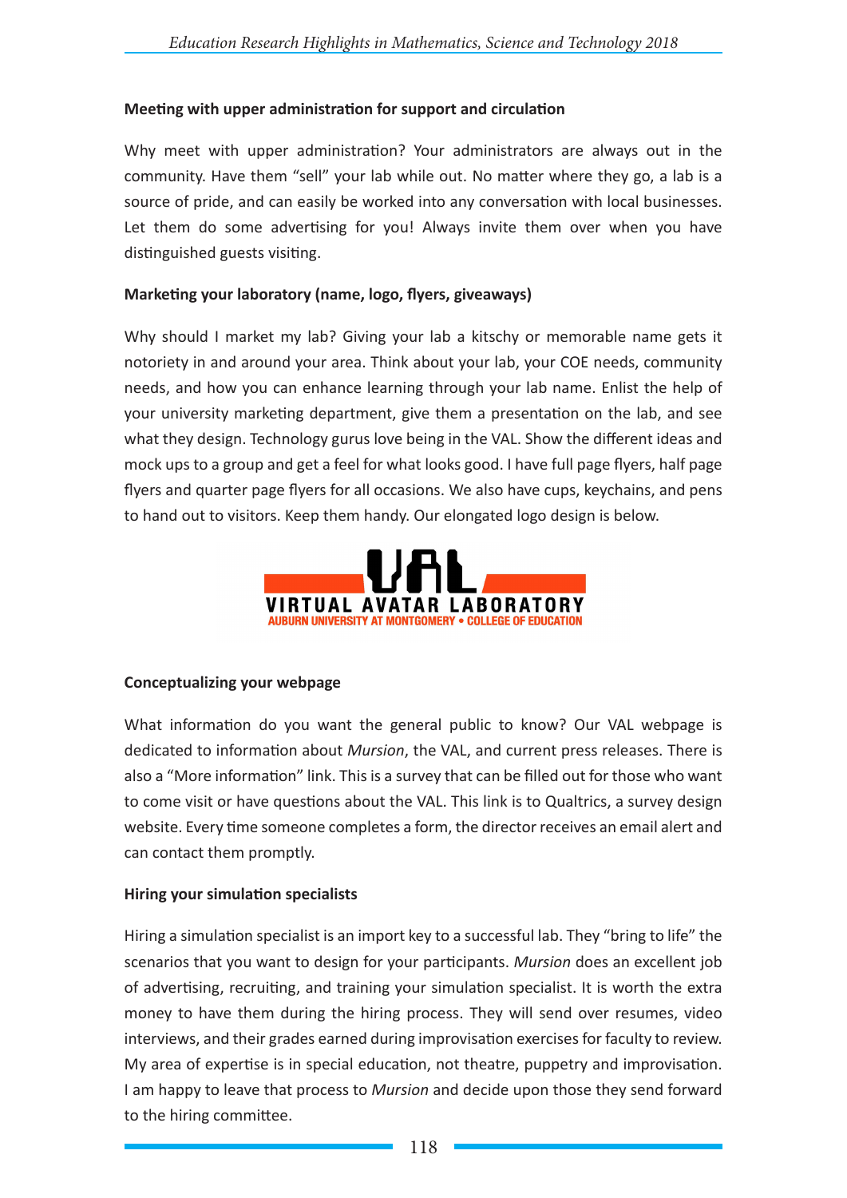**Meeting with upper administration for support and circulation**

Why meet with upper administration? Your administrators are always out in the community. Have them "sell" your lab while out. No matter where they go, a lab is a source of pride, and can easily be worked into any conversation with local businesses. Let them do some advertising for you! Always invite them over when you have distinguished guests visiting.

**Marketing your laboratory (name, logo, flyers, giveaways)**

Why should I market my lab? Giving your lab a kitschy or memorable name gets it notoriety in and around your area. Think about your lab, your COE needs, community needs, and how you can enhance learning through your lab name. Enlist the help of your university marketing department, give them a presentation on the lab, and see what they design. Technology gurus love being in the VAL. Show the different ideas and mock ups to a group and get a feel for what looks good. I have full page flyers, half page flyers and quarter page flyers for all occasions. We also have cups, keychains, and pens to hand out to visitors. Keep them handy. Our elongated logo design is below.

VAL
VIRTUAL AVATAR LABORATORY
AUBURN UNIVERSITY AT MONTGOMERY • COLLEGE OF EDUCATION

**Conceptualizing your webpage**

What information do you want the general public to know? Our VAL webpage is dedicated to information about *Mursion*, the VAL, and current press releases. There is also a "More information" link. This is a survey that can be filled out for those who want to come visit or have questions about the VAL. This link is to Qualtrics, a survey design website. Every time someone completes a form, the director receives an email alert and can contact them promptly.

**Hiring your simulation specialists**

Hiring a simulation specialist is an import key to a successful lab. They "bring to life" the scenarios that you want to design for your participants. *Mursion* does an excellent job of advertising, recruiting, and training your simulation specialist. It is worth the extra money to have them during the hiring process. They will send over resumes, video interviews, and their grades earned during improvisation exercises for faculty to review. My area of expertise is in special education, not theatre, puppetry and improvisation. I am happy to leave that process to *Mursion* and decide upon those they send forward to the hiring committee.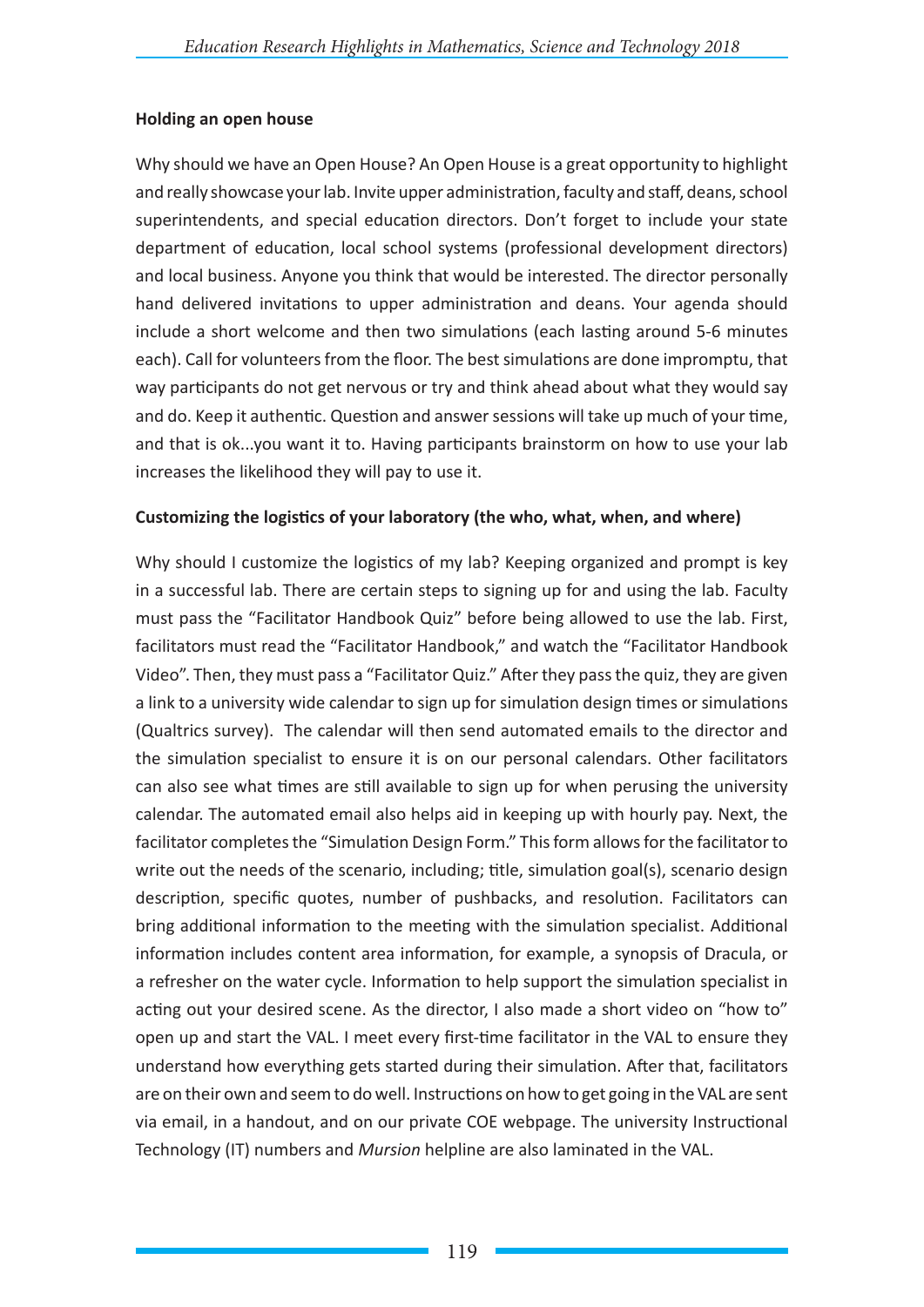**Holding an open house**

Why should we have an Open House? An Open House is a great opportunity to highlight and really showcase your lab. Invite upper administration, faculty and staff, deans, school superintendents, and special education directors. Don't forget to include your state department of education, local school systems (professional development directors) and local business. Anyone you think that would be interested. The director personally hand delivered invitations to upper administration and deans. Your agenda should include a short welcome and then two simulations (each lasting around 5-6 minutes each). Call for volunteers from the floor. The best simulations are done impromptu, that way participants do not get nervous or try and think ahead about what they would say and do. Keep it authentic. Question and answer sessions will take up much of your time, and that is ok...you want it to. Having participants brainstorm on how to use your lab increases the likelihood they will pay to use it.

**Customizing the logistics of your laboratory (the who, what, when, and where)**

Why should I customize the logistics of my lab? Keeping organized and prompt is key in a successful lab. There are certain steps to signing up for and using the lab. Faculty must pass the "Facilitator Handbook Quiz" before being allowed to use the lab. First, facilitators must read the "Facilitator Handbook," and watch the "Facilitator Handbook Video". Then, they must pass a "Facilitator Quiz." After they pass the quiz, they are given a link to a university wide calendar to sign up for simulation design times or simulations (Qualtrics survey). The calendar will then send automated emails to the director and the simulation specialist to ensure it is on our personal calendars. Other facilitators can also see what times are still available to sign up for when perusing the university calendar. The automated email also helps aid in keeping up with hourly pay. Next, the facilitator completes the "Simulation Design Form." This form allows for the facilitator to write out the needs of the scenario, including; title, simulation goal(s), scenario design description, specific quotes, number of pushbacks, and resolution. Facilitators can bring additional information to the meeting with the simulation specialist. Additional information includes content area information, for example, a synopsis of Dracula, or a refresher on the water cycle. Information to help support the simulation specialist in acting out your desired scene. As the director, I also made a short video on "how to" open up and start the VAL. I meet every first-time facilitator in the VAL to ensure they understand how everything gets started during their simulation. After that, facilitators are on their own and seem to do well. Instructions on how to get going in the VAL are sent via email, in a handout, and on our private COE webpage. The university Instructional Technology (IT) numbers and *Mursion* helpline are also laminated in the VAL.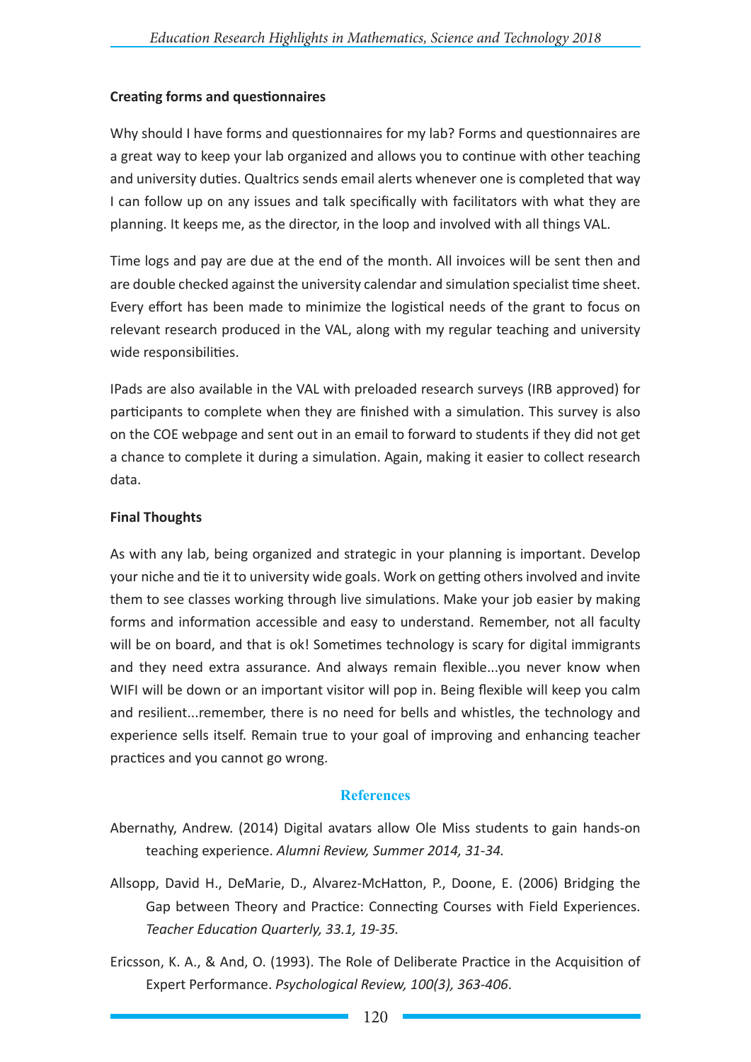### Creating forms and questionnaires

Why should I have forms and questionnaires for my lab? Forms and questionnaires are a great way to keep your lab organized and allows you to continue with other teaching and university duties. Qualtrics sends email alerts whenever one is completed that way I can follow up on any issues and talk specifically with facilitators with what they are planning. It keeps me, as the director, in the loop and involved with all things VAL.

Time logs and pay are due at the end of the month. All invoices will be sent then and are double checked against the university calendar and simulation specialist time sheet. Every effort has been made to minimize the logistical needs of the grant to focus on relevant research produced in the VAL, along with my regular teaching and university wide responsibilities.

IPads are also available in the VAL with preloaded research surveys (IRB approved) for participants to complete when they are finished with a simulation. This survey is also on the COE webpage and sent out in an email to forward to students if they did not get a chance to complete it during a simulation. Again, making it easier to collect research data.

### Final Thoughts

As with any lab, being organized and strategic in your planning is important. Develop your niche and tie it to university wide goals. Work on getting others involved and invite them to see classes working through live simulations. Make your job easier by making forms and information accessible and easy to understand. Remember, not all faculty will be on board, and that is ok! Sometimes technology is scary for digital immigrants and they need extra assurance. And always remain flexible...you never know when WIFI will be down or an important visitor will pop in. Being flexible will keep you calm and resilient...remember, there is no need for bells and whistles, the technology and experience sells itself. Remain true to your goal of improving and enhancing teacher practices and you cannot go wrong.

## References

Abernathy, Andrew. (2014) Digital avatars allow Ole Miss students to gain hands-on teaching experience. *Alumni Review, Summer 2014, 31-34.*

Allsopp, David H., DeMarie, D., Alvarez-McHatton, P., Doone, E. (2006) Bridging the Gap between Theory and Practice: Connecting Courses with Field Experiences. *Teacher Education Quarterly, 33.1, 19-35.*

Ericsson, K. A., & And, O. (1993). The Role of Deliberate Practice in the Acquisition of Expert Performance. *Psychological Review, 100(3), 363-406*.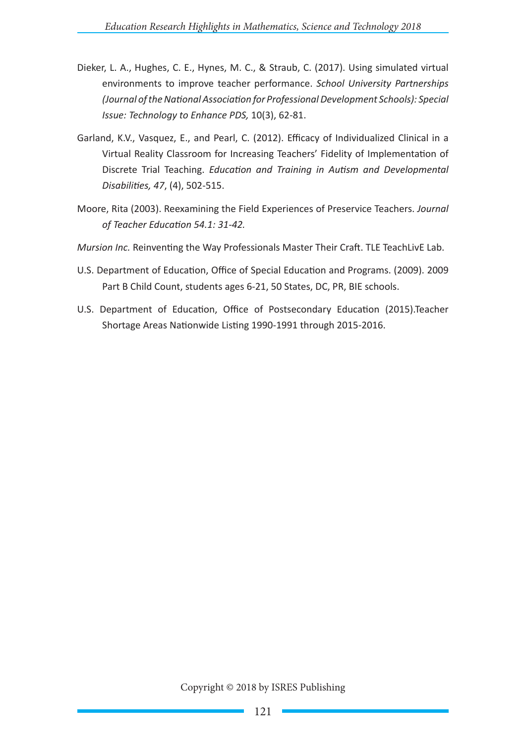Dieker, L. A., Hughes, C. E., Hynes, M. C., & Straub, C. (2017). Using simulated virtual environments to improve teacher performance. *School University Partnerships (Journal of the National Association for Professional Development Schools): Special Issue: Technology to Enhance PDS,* 10(3), 62-81.

Garland, K.V., Vasquez, E., and Pearl, C. (2012). Efficacy of Individualized Clinical in a Virtual Reality Classroom for Increasing Teachers' Fidelity of Implementation of Discrete Trial Teaching. *Education and Training in Autism and Developmental Disabilities, 47*, (4), 502-515.

Moore, Rita (2003). Reexamining the Field Experiences of Preservice Teachers. *Journal of Teacher Education 54.1: 31-42.*

*Mursion Inc.* Reinventing the Way Professionals Master Their Craft. TLE TeachLivE Lab.

U.S. Department of Education, Office of Special Education and Programs. (2009). 2009 Part B Child Count, students ages 6-21, 50 States, DC, PR, BIE schools.

U.S. Department of Education, Office of Postsecondary Education (2015).Teacher Shortage Areas Nationwide Listing 1990-1991 through 2015-2016.

Copyright © 2018 by ISRES Publishing